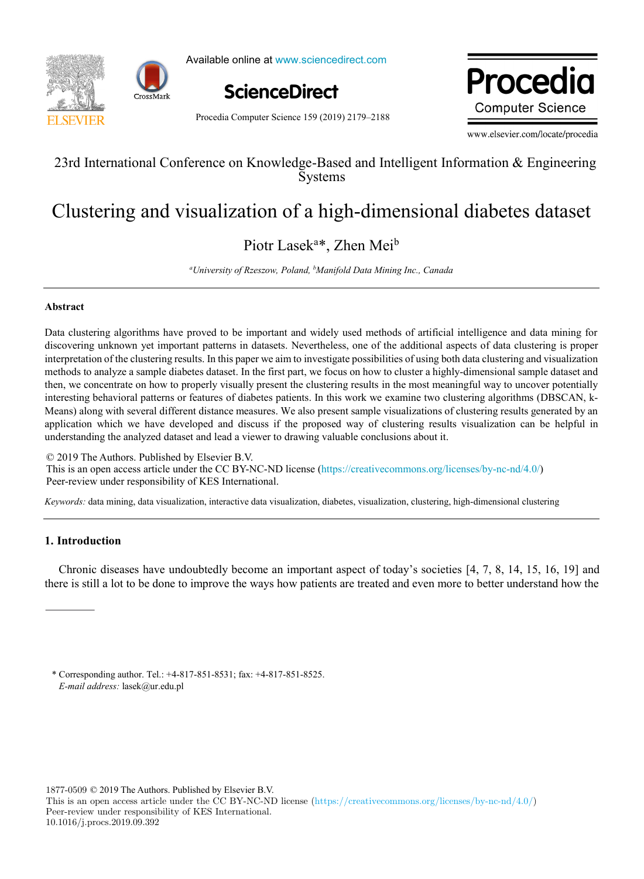23rd International Conference on Knowledge-Based and Intelligent Information & Engineering Systems

# Clustering and visualization of a high-dimensional diabetes dataset

Piotr Lasek[a]*, Zhen Mei[b]

[a]*University of Rzeszow, Poland,* [b]*Manifold Data Mining Inc., Canada*

---

### Abstract

Data clustering algorithms have proved to be important and widely used methods of artificial intelligence and data mining for discovering unknown yet important patterns in datasets. Nevertheless, one of the additional aspects of data clustering is proper interpretation of the clustering results. In this paper we aim to investigate possibilities of using both data clustering and visualization methods to analyze a sample diabetes dataset. In the first part, we focus on how to cluster a highly-dimensional sample dataset and then, we concentrate on how to properly visually present the clustering results in the most meaningful way to uncover potentially interesting behavioral patterns or features of diabetes patients. In this work we examine two clustering algorithms (DBSCAN, k-Means) along with several different distance measures. We also present sample visualizations of clustering results generated by an application which we have developed and discuss if the proposed way of clustering results visualization can be helpful in understanding the analyzed dataset and lead a viewer to drawing valuable conclusions about it.

© 2019 The Authors. Published by Elsevier B.V.
This is an open access article under the CC BY-NC-ND license (https://creativecommons.org/licenses/by-nc-nd/4.0/)
Peer-review under responsibility of KES International.

*Keywords:* data mining, data visualization, interactive data visualization, diabetes, visualization, clustering, high-dimensional clustering

---

## 1. Introduction

Chronic diseases have undoubtedly become an important aspect of today's societies [4, 7, 8, 14, 15, 16, 19] and there is still a lot to be done to improve the ways how patients are treated and even more to better understand how the

---

\* Corresponding author. Tel.: +4-817-851-8531; fax: +4-817-851-8525.
*E-mail address:* lasek@ur.edu.pl

1877-0509 © 2019 The Authors. Published by Elsevier B.V.
This is an open access article under the CC BY-NC-ND license (https://creativecommons.org/licenses/by-nc-nd/4.0/)
Peer-review under responsibility of KES International.
10.1016/j.procs.2019.09.392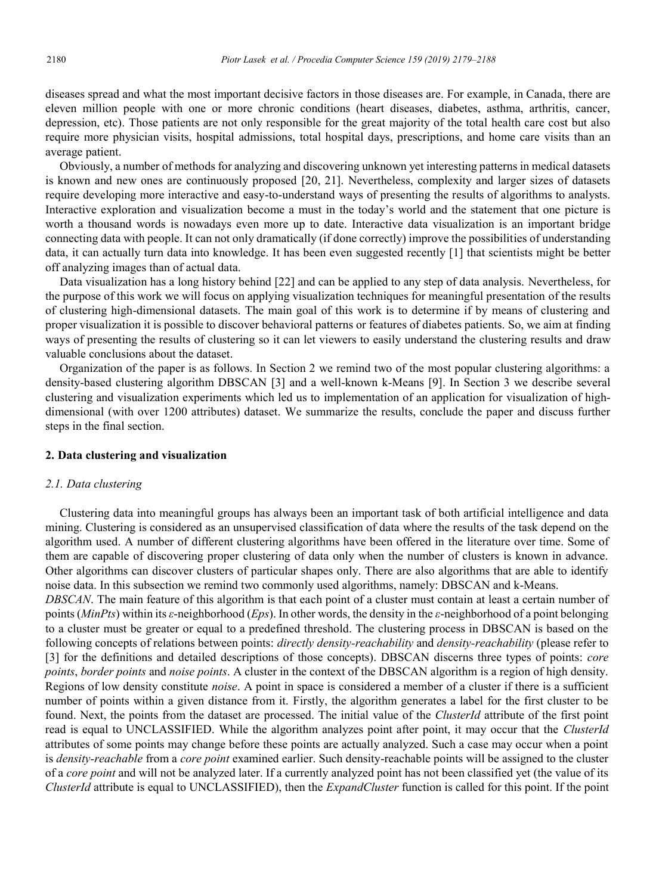diseases spread and what the most important decisive factors in those diseases are. For example, in Canada, there are eleven million people with one or more chronic conditions (heart diseases, diabetes, asthma, arthritis, cancer, depression, etc). Those patients are not only responsible for the great majority of the total health care cost but also require more physician visits, hospital admissions, total hospital days, prescriptions, and home care visits than an average patient.

Obviously, a number of methods for analyzing and discovering unknown yet interesting patterns in medical datasets is known and new ones are continuously proposed [20, 21]. Nevertheless, complexity and larger sizes of datasets require developing more interactive and easy-to-understand ways of presenting the results of algorithms to analysts. Interactive exploration and visualization become a must in the today's world and the statement that one picture is worth a thousand words is nowadays even more up to date. Interactive data visualization is an important bridge connecting data with people. It can not only dramatically (if done correctly) improve the possibilities of understanding data, it can actually turn data into knowledge. It has been even suggested recently [1] that scientists might be better off analyzing images than of actual data.

Data visualization has a long history behind [22] and can be applied to any step of data analysis. Nevertheless, for the purpose of this work we will focus on applying visualization techniques for meaningful presentation of the results of clustering high-dimensional datasets. The main goal of this work is to determine if by means of clustering and proper visualization it is possible to discover behavioral patterns or features of diabetes patients. So, we aim at finding ways of presenting the results of clustering so it can let viewers to easily understand the clustering results and draw valuable conclusions about the dataset.

Organization of the paper is as follows. In Section 2 we remind two of the most popular clustering algorithms: a density-based clustering algorithm DBSCAN [3] and a well-known k-Means [9]. In Section 3 we describe several clustering and visualization experiments which led us to implementation of an application for visualization of high-dimensional (with over 1200 attributes) dataset. We summarize the results, conclude the paper and discuss further steps in the final section.

## 2. Data clustering and visualization

### *2.1. Data clustering*

Clustering data into meaningful groups has always been an important task of both artificial intelligence and data mining. Clustering is considered as an unsupervised classification of data where the results of the task depend on the algorithm used. A number of different clustering algorithms have been offered in the literature over time. Some of them are capable of discovering proper clustering of data only when the number of clusters is known in advance. Other algorithms can discover clusters of particular shapes only. There are also algorithms that are able to identify noise data. In this subsection we remind two commonly used algorithms, namely: DBSCAN and k-Means.

*DBSCAN*. The main feature of this algorithm is that each point of a cluster must contain at least a certain number of points (*MinPts*) within its $\varepsilon$-neighborhood (*Eps*). In other words, the density in the $\varepsilon$-neighborhood of a point belonging to a cluster must be greater or equal to a predefined threshold. The clustering process in DBSCAN is based on the following concepts of relations between points: *directly density-reachability* and *density-reachability* (please refer to [3] for the definitions and detailed descriptions of those concepts). DBSCAN discerns three types of points: *core points*, *border points* and *noise points*. A cluster in the context of the DBSCAN algorithm is a region of high density. Regions of low density constitute *noise*. A point in space is considered a member of a cluster if there is a sufficient number of points within a given distance from it. Firstly, the algorithm generates a label for the first cluster to be found. Next, the points from the dataset are processed. The initial value of the *ClusterId* attribute of the first point read is equal to UNCLASSIFIED. While the algorithm analyzes point after point, it may occur that the *ClusterId* attributes of some points may change before these points are actually analyzed. Such a case may occur when a point is *density-reachable* from a *core point* examined earlier. Such density-reachable points will be assigned to the cluster of a *core point* and will not be analyzed later. If a currently analyzed point has not been classified yet (the value of its *ClusterId* attribute is equal to UNCLASSIFIED), then the *ExpandCluster* function is called for this point. If the point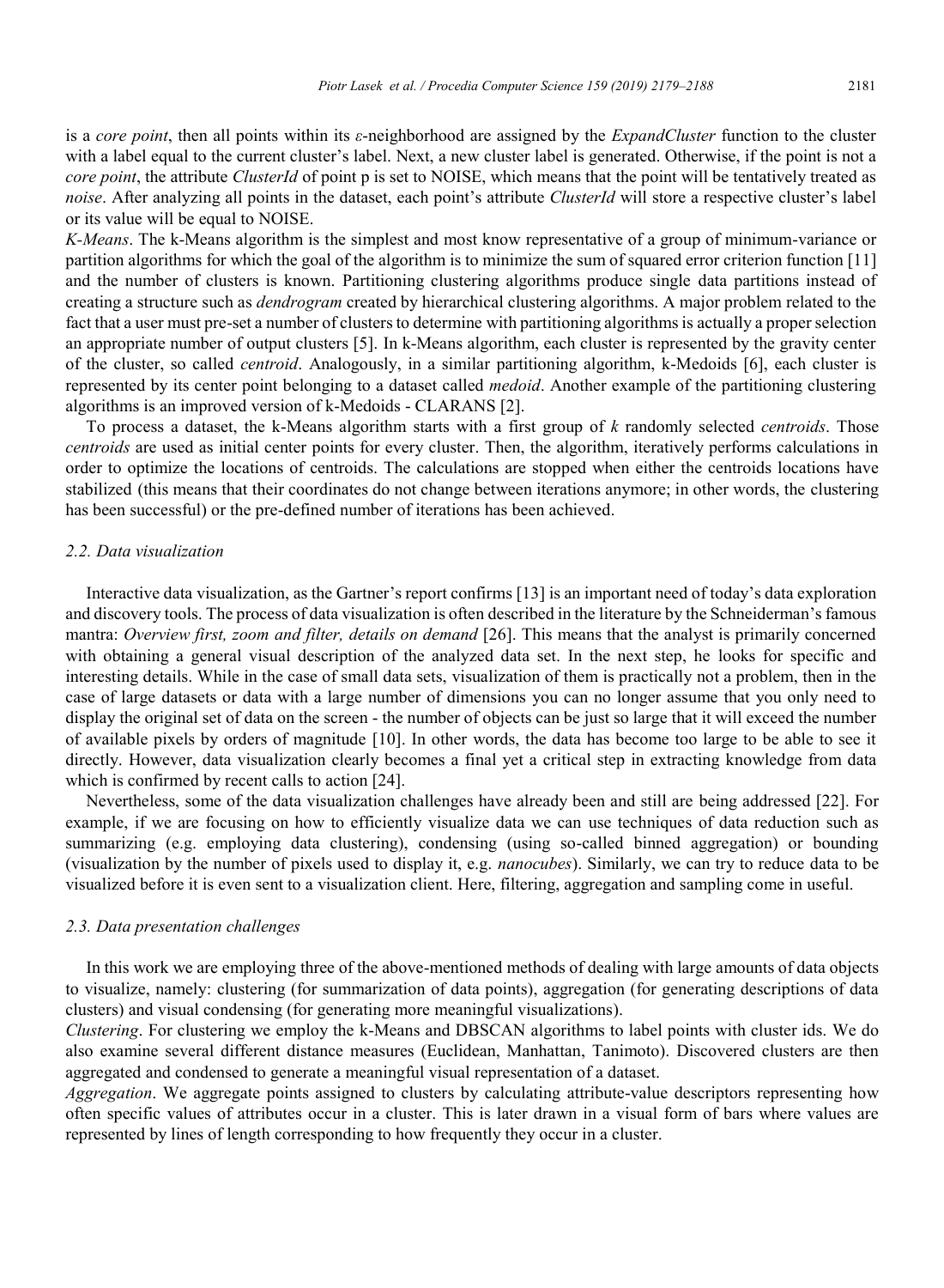is a *core point*, then all points within its $\varepsilon$-neighborhood are assigned by the *ExpandCluster* function to the cluster with a label equal to the current cluster's label. Next, a new cluster label is generated. Otherwise, if the point is not a *core point*, the attribute *ClusterId* of point p is set to NOISE, which means that the point will be tentatively treated as *noise*. After analyzing all points in the dataset, each point's attribute *ClusterId* will store a respective cluster's label or its value will be equal to NOISE.

*K-Means*. The k-Means algorithm is the simplest and most know representative of a group of minimum-variance or partition algorithms for which the goal of the algorithm is to minimize the sum of squared error criterion function [11] and the number of clusters is known. Partitioning clustering algorithms produce single data partitions instead of creating a structure such as *dendrogram* created by hierarchical clustering algorithms. A major problem related to the fact that a user must pre-set a number of clusters to determine with partitioning algorithms is actually a proper selection an appropriate number of output clusters [5]. In k-Means algorithm, each cluster is represented by the gravity center of the cluster, so called *centroid*. Analogously, in a similar partitioning algorithm, k-Medoids [6], each cluster is represented by its center point belonging to a dataset called *medoid*. Another example of the partitioning clustering algorithms is an improved version of k-Medoids - CLARANS [2].

To process a dataset, the k-Means algorithm starts with a first group of *k* randomly selected *centroids*. Those *centroids* are used as initial center points for every cluster. Then, the algorithm, iteratively performs calculations in order to optimize the locations of centroids. The calculations are stopped when either the centroids locations have stabilized (this means that their coordinates do not change between iterations anymore; in other words, the clustering has been successful) or the pre-defined number of iterations has been achieved.

### 2.2. Data visualization

Interactive data visualization, as the Gartner's report confirms [13] is an important need of today's data exploration and discovery tools. The process of data visualization is often described in the literature by the Schneiderman's famous mantra: *Overview first, zoom and filter, details on demand* [26]. This means that the analyst is primarily concerned with obtaining a general visual description of the analyzed data set. In the next step, he looks for specific and interesting details. While in the case of small data sets, visualization of them is practically not a problem, then in the case of large datasets or data with a large number of dimensions you can no longer assume that you only need to display the original set of data on the screen - the number of objects can be just so large that it will exceed the number of available pixels by orders of magnitude [10]. In other words, the data has become too large to be able to see it directly. However, data visualization clearly becomes a final yet a critical step in extracting knowledge from data which is confirmed by recent calls to action [24].

Nevertheless, some of the data visualization challenges have already been and still are being addressed [22]. For example, if we are focusing on how to efficiently visualize data we can use techniques of data reduction such as summarizing (e.g. employing data clustering), condensing (using so-called binned aggregation) or bounding (visualization by the number of pixels used to display it, e.g. *nanocubes*). Similarly, we can try to reduce data to be visualized before it is even sent to a visualization client. Here, filtering, aggregation and sampling come in useful.

### 2.3. Data presentation challenges

In this work we are employing three of the above-mentioned methods of dealing with large amounts of data objects to visualize, namely: clustering (for summarization of data points), aggregation (for generating descriptions of data clusters) and visual condensing (for generating more meaningful visualizations).

*Clustering*. For clustering we employ the k-Means and DBSCAN algorithms to label points with cluster ids. We do also examine several different distance measures (Euclidean, Manhattan, Tanimoto). Discovered clusters are then aggregated and condensed to generate a meaningful visual representation of a dataset.

*Aggregation*. We aggregate points assigned to clusters by calculating attribute-value descriptors representing how often specific values of attributes occur in a cluster. This is later drawn in a visual form of bars where values are represented by lines of length corresponding to how frequently they occur in a cluster.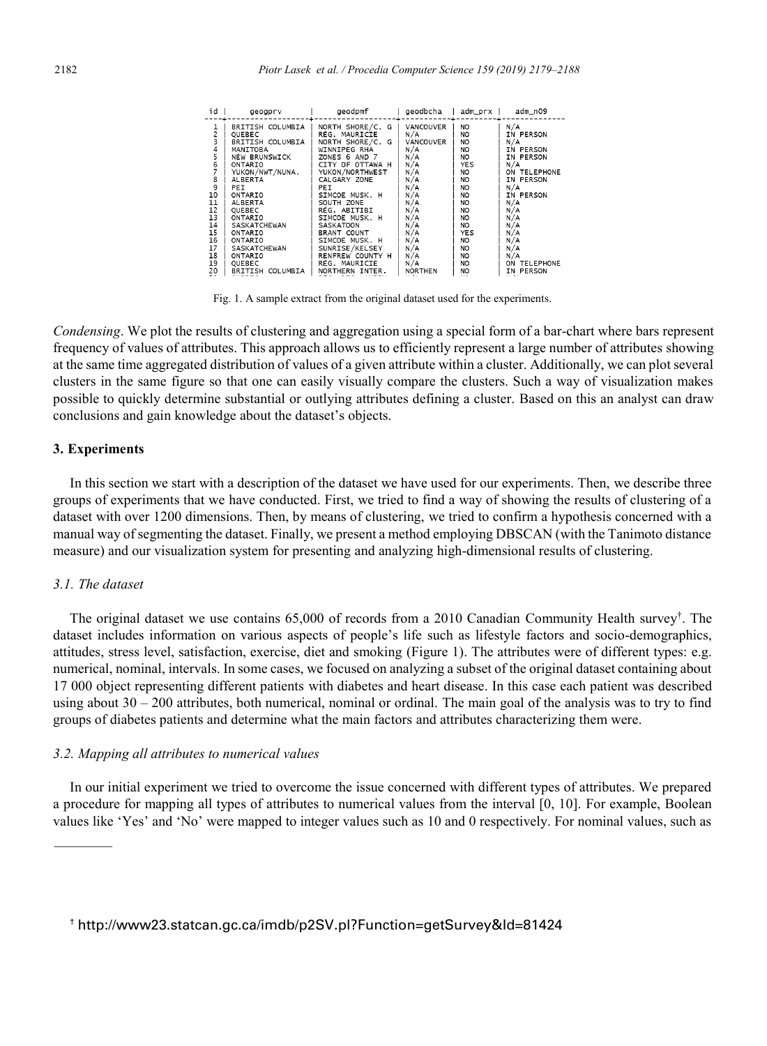| id | geogprv | geodpmf | geodbcha | adm_prx | adm_n09 |
|---|---|---|---|---|---|
| 1 | BRITISH COLUMBIA | NORTH SHORE/C. G | VANCOUVER | NO | N/A |
| 2 | QUEBEC | RÉG. MAURICIE | N/A | NO | IN PERSON |
| 3 | BRITISH COLUMBIA | NORTH SHORE/C. G | VANCOUVER | NO | N/A |
| 4 | MANITOBA | WINNIPEG RHA | N/A | NO | IN PERSON |
| 5 | NEW BRUNSWICK | ZONES 6 AND 7 | N/A | NO | IN PERSON |
| 6 | ONTARIO | CITY OF OTTAWA H | N/A | YES | N/A |
| 7 | YUKON/NWT/NUNA. | YUKON/NORTHWEST | N/A | NO | ON TELEPHONE |
| 8 | ALBERTA | CALGARY ZONE | N/A | NO | IN PERSON |
| 9 | PEI | PEI | N/A | NO | N/A |
| 10 | ONTARIO | SIMCOE MUSK. H | N/A | NO | IN PERSON |
| 11 | ALBERTA | SOUTH ZONE | N/A | NO | N/A |
| 12 | QUEBEC | RÉG. ABITIBI | N/A | NO | N/A |
| 13 | ONTARIO | SIMCOE MUSK. H | N/A | NO | N/A |
| 14 | SASKATCHEWAN | SASKATOON | N/A | NO | N/A |
| 15 | ONTARIO | BRANT COUNT | N/A | YES | N/A |
| 16 | ONTARIO | SIMCOE MUSK. H | N/A | NO | N/A |
| 17 | SASKATCHEWAN | SUNRISE/KELSEY | N/A | NO | N/A |
| 18 | ONTARIO | RENFREW COUNTY H | N/A | NO | N/A |
| 19 | QUEBEC | RÉG. MAURICIE | N/A | NO | ON TELEPHONE |
| 20 | BRITISH COLUMBIA | NORTHERN INTER. | NORTHEN | NO | IN PERSON |

Fig. 1. A sample extract from the original dataset used for the experiments.

*Condensing*. We plot the results of clustering and aggregation using a special form of a bar-chart where bars represent frequency of values of attributes. This approach allows us to efficiently represent a large number of attributes showing at the same time aggregated distribution of values of a given attribute within a cluster. Additionally, we can plot several clusters in the same figure so that one can easily visually compare the clusters. Such a way of visualization makes possible to quickly determine substantial or outlying attributes defining a cluster. Based on this an analyst can draw conclusions and gain knowledge about the dataset's objects.

## 3. Experiments

In this section we start with a description of the dataset we have used for our experiments. Then, we describe three groups of experiments that we have conducted. First, we tried to find a way of showing the results of clustering of a dataset with over 1200 dimensions. Then, by means of clustering, we tried to confirm a hypothesis concerned with a manual way of segmenting the dataset. Finally, we present a method employing DBSCAN (with the Tanimoto distance measure) and our visualization system for presenting and analyzing high-dimensional results of clustering.

### *3.1. The dataset*

The original dataset we use contains 65,000 of records from a 2010 Canadian Community Health survey[†]. The dataset includes information on various aspects of people's life such as lifestyle factors and socio-demographics, attitudes, stress level, satisfaction, exercise, diet and smoking (Figure 1). The attributes were of different types: e.g. numerical, nominal, intervals. In some cases, we focused on analyzing a subset of the original dataset containing about 17 000 object representing different patients with diabetes and heart disease. In this case each patient was described using about 30 – 200 attributes, both numerical, nominal or ordinal. The main goal of the analysis was to try to find groups of diabetes patients and determine what the main factors and attributes characterizing them were.

### *3.2. Mapping all attributes to numerical values*

In our initial experiment we tried to overcome the issue concerned with different types of attributes. We prepared a procedure for mapping all types of attributes to numerical values from the interval [0, 10]. For example, Boolean values like 'Yes' and 'No' were mapped to integer values such as 10 and 0 respectively. For nominal values, such as

[†] http://www23.statcan.gc.ca/imdb/p2SV.pl?Function=getSurvey&Id=81424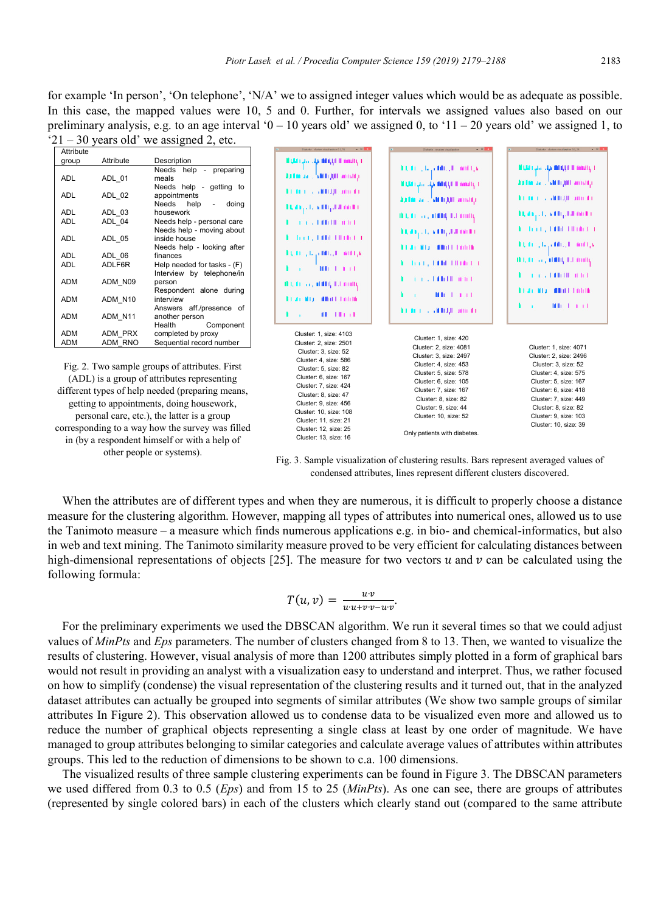for example 'In person', 'On telephone', 'N/A' we to assigned integer values which would be as adequate as possible. In this case, the mapped values were 10, 5 and 0. Further, for intervals we assigned values also based on our preliminary analysis, e.g. to an age interval '0 – 10 years old' we assigned 0, to '11 – 20 years old' we assigned 1, to '21 – 30 years old' we assigned 2, etc.

| Attribute group | Attribute | Description |
|---|---|---|
| ADL | ADL_01 | Needs help - preparing meals |
| ADL | ADL_02 | Needs help - getting to appointments |
| ADL | ADL_03 | Needs help - doing housework |
| ADL | ADL_04 | Needs help - personal care |
| ADL | ADL_05 | Needs help - moving about inside house |
| ADL | ADL_06 | Needs help - looking after finances |
| ADL | ADLF6R | Help needed for tasks - (F) |
| ADM | ADM_N09 | Interview by telephone/in person |
| ADM | ADM_N10 | Respondent alone during interview |
| ADM | ADM_N11 | Answers aff./presence of another person |
| ADM | ADM_PRX | Health Component completed by proxy |
| ADM | ADM_RNO | Sequential record number |

Fig. 2. Two sample groups of attributes. First (ADL) is a group of attributes representing different types of help needed (preparing means, getting to appointments, doing housework, personal care, etc.), the latter is a group corresponding to a way how the survey was filled in (by a respondent himself or with a help of other people or systems).

Cluster: 1, size: 4103
Cluster: 2, size: 2501
Cluster: 3, size: 52
Cluster: 4, size: 586
Cluster: 5, size: 82
Cluster: 6, size: 167
Cluster: 7, size: 424
Cluster: 8, size: 47
Cluster: 9, size: 456
Cluster: 10, size: 108
Cluster: 11, size: 21
Cluster: 12, size: 25
Cluster: 13, size: 16

Cluster: 1, size: 420
Cluster: 2, size: 4081
Cluster: 3, size: 2497
Cluster: 4, size: 453
Cluster: 5, size: 578
Cluster: 6, size: 105
Cluster: 7, size: 167
Cluster: 8, size: 82
Cluster: 9, size: 44
Cluster: 10, size: 52

Only patients with diabetes.

Cluster: 1, size: 4071
Cluster: 2, size: 2496
Cluster: 3, size: 52
Cluster: 4, size: 575
Cluster: 5, size: 167
Cluster: 6, size: 418
Cluster: 7, size: 449
Cluster: 8, size: 82
Cluster: 9, size: 103
Cluster: 10, size: 39

Fig. 3. Sample visualization of clustering results. Bars represent averaged values of condensed attributes, lines represent different clusters discovered.

When the attributes are of different types and when they are numerous, it is difficult to properly choose a distance measure for the clustering algorithm. However, mapping all types of attributes into numerical ones, allowed us to use the Tanimoto measure – a measure which finds numerous applications e.g. in bio- and chemical-informatics, but also in web and text mining. The Tanimoto similarity measure proved to be very efficient for calculating distances between high-dimensional representations of objects [25]. The measure for two vectors $u$ and $v$ can be calculated using the following formula:

$$T(u, v) = \frac{u \cdot v}{u \cdot u + v \cdot v - u \cdot v}.$$

For the preliminary experiments we used the DBSCAN algorithm. We run it several times so that we could adjust values of *MinPts* and *Eps* parameters. The number of clusters changed from 8 to 13. Then, we wanted to visualize the results of clustering. However, visual analysis of more than 1200 attributes simply plotted in a form of graphical bars would not result in providing an analyst with a visualization easy to understand and interpret. Thus, we rather focused on how to simplify (condense) the visual representation of the clustering results and it turned out, that in the analyzed dataset attributes can actually be grouped into segments of similar attributes (We show two sample groups of similar attributes In Figure 2). This observation allowed us to condense data to be visualized even more and allowed us to reduce the number of graphical objects representing a single class at least by one order of magnitude. We have managed to group attributes belonging to similar categories and calculate average values of attributes within attributes groups. This led to the reduction of dimensions to be shown to c.a. 100 dimensions.

The visualized results of three sample clustering experiments can be found in Figure 3. The DBSCAN parameters we used differed from 0.3 to 0.5 (*Eps*) and from 15 to 25 (*MinPts*). As one can see, there are groups of attributes (represented by single colored bars) in each of the clusters which clearly stand out (compared to the same attribute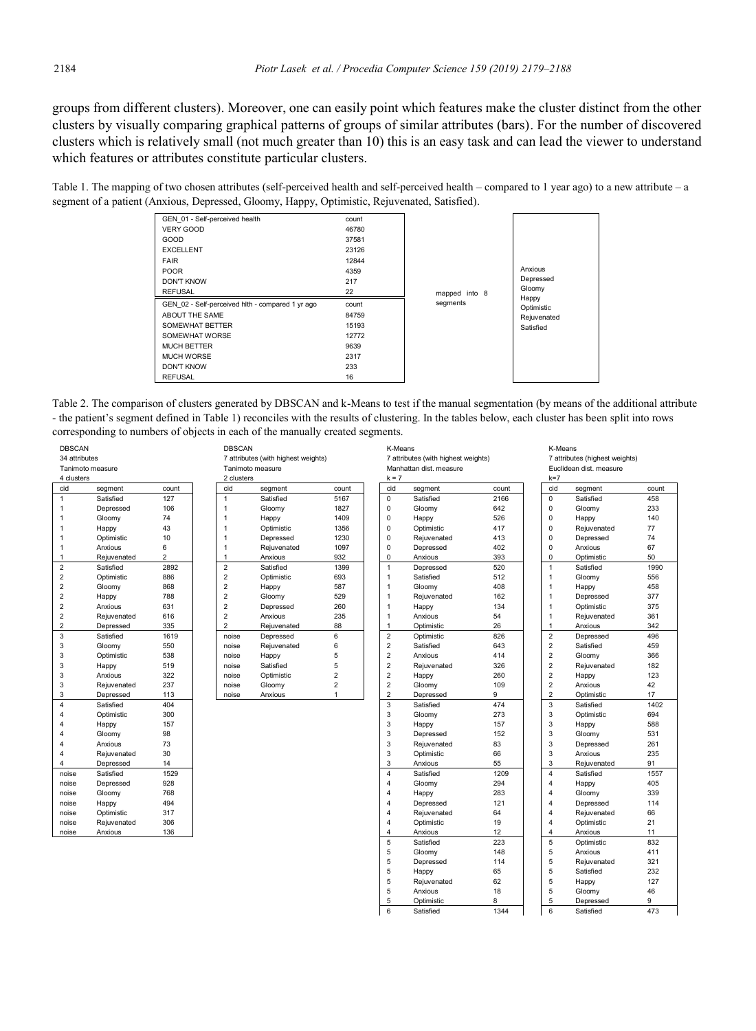groups from different clusters). Moreover, one can easily point which features make the cluster distinct from the other clusters by visually comparing graphical patterns of groups of similar attributes (bars). For the number of discovered clusters which is relatively small (not much greater than 10) this is an easy task and can lead the viewer to understand which features or attributes constitute particular clusters.

Table 1. The mapping of two chosen attributes (self-perceived health and self-perceived health – compared to 1 year ago) to a new attribute – a segment of a patient (Anxious, Depressed, Gloomy, Happy, Optimistic, Rejuvenated, Satisfied).

| GEN_01 - Self-perceived health | count |
|---|---|
| VERY GOOD | 46780 |
| GOOD | 37581 |
| EXCELLENT | 23126 |
| FAIR | 12844 |
| POOR | 4359 |
| DON'T KNOW | 217 |
| REFUSAL | 22 |

| GEN_02 - Self-perceived hlth - compared 1 yr ago | count |
|---|---|
| ABOUT THE SAME | 84759 |
| SOMEWHAT BETTER | 15193 |
| SOMEWHAT WORSE | 12772 |
| MUCH BETTER | 9639 |
| MUCH WORSE | 2317 |
| DON'T KNOW | 233 |
| REFUSAL | 16 |

mapped into 8 segments

| Segments |
|---|
| Anxious |
| Depressed |
| Gloomy |
| Happy |
| Optimistic |
| Rejuvenated |
| Satisfied |

Table 2. The comparison of clusters generated by DBSCAN and k-Means to test if the manual segmentation (by means of the additional attribute - the patient's segment defined in Table 1) reconciles with the results of clustering. In the tables below, each cluster has been split into rows corresponding to numbers of objects in each of the manually created segments.

DBSCAN, 34 attributes, Tanimoto measure, 4 clusters

| cid | segment | count |
|---|---|---|
| 1 | Satisfied | 127 |
| 1 | Depressed | 106 |
| 1 | Gloomy | 74 |
| 1 | Happy | 43 |
| 1 | Optimistic | 10 |
| 1 | Anxious | 6 |
| 1 | Rejuvenated | 2 |
| 2 | Satisfied | 2892 |
| 2 | Optimistic | 886 |
| 2 | Gloomy | 868 |
| 2 | Happy | 788 |
| 2 | Anxious | 631 |
| 2 | Rejuvenated | 616 |
| 2 | Depressed | 335 |
| 3 | Satisfied | 1619 |
| 3 | Gloomy | 550 |
| 3 | Optimistic | 538 |
| 3 | Happy | 519 |
| 3 | Anxious | 322 |
| 3 | Rejuvenated | 237 |
| 3 | Depressed | 113 |
| 4 | Satisfied | 404 |
| 4 | Optimistic | 300 |
| 4 | Happy | 157 |
| 4 | Gloomy | 98 |
| 4 | Anxious | 73 |
| 4 | Rejuvenated | 30 |
| 4 | Depressed | 14 |
| noise | Satisfied | 1529 |
| noise | Depressed | 928 |
| noise | Gloomy | 768 |
| noise | Happy | 494 |
| noise | Optimistic | 317 |
| noise | Rejuvenated | 306 |
| noise | Anxious | 136 |

DBSCAN, 7 attributes (with highest weights), Tanimoto measure, 2 clusters

| cid | segment | count |
|---|---|---|
| 1 | Satisfied | 5167 |
| 1 | Gloomy | 1827 |
| 1 | Happy | 1409 |
| 1 | Optimistic | 1356 |
| 1 | Depressed | 1230 |
| 1 | Rejuvenated | 1097 |
| 1 | Anxious | 932 |
| 2 | Satisfied | 1399 |
| 2 | Optimistic | 693 |
| 2 | Happy | 587 |
| 2 | Gloomy | 529 |
| 2 | Depressed | 260 |
| 2 | Anxious | 235 |
| 2 | Rejuvenated | 88 |
| noise | Depressed | 6 |
| noise | Rejuvenated | 6 |
| noise | Happy | 5 |
| noise | Satisfied | 5 |
| noise | Optimistic | 2 |
| noise | Gloomy | 2 |
| noise | Anxious | 1 |

K-Means, 7 attributes (with highest weights), Manhattan dist. measure, k = 7

| cid | segment | count |
|---|---|---|
| 0 | Satisfied | 2166 |
| 0 | Gloomy | 642 |
| 0 | Happy | 526 |
| 0 | Optimistic | 417 |
| 0 | Rejuvenated | 413 |
| 0 | Depressed | 402 |
| 0 | Anxious | 393 |
| 1 | Depressed | 520 |
| 1 | Satisfied | 512 |
| 1 | Gloomy | 408 |
| 1 | Rejuvenated | 162 |
| 1 | Happy | 134 |
| 1 | Anxious | 54 |
| 1 | Optimistic | 26 |
| 2 | Optimistic | 826 |
| 2 | Satisfied | 643 |
| 2 | Anxious | 414 |
| 2 | Rejuvenated | 326 |
| 2 | Happy | 260 |
| 2 | Gloomy | 109 |
| 2 | Depressed | 9 |
| 3 | Satisfied | 474 |
| 3 | Gloomy | 273 |
| 3 | Happy | 157 |
| 3 | Depressed | 152 |
| 3 | Rejuvenated | 83 |
| 3 | Optimistic | 66 |
| 3 | Anxious | 55 |
| 4 | Satisfied | 1209 |
| 4 | Gloomy | 294 |
| 4 | Happy | 283 |
| 4 | Depressed | 121 |
| 4 | Rejuvenated | 64 |
| 4 | Optimistic | 19 |
| 4 | Anxious | 12 |
| 5 | Satisfied | 223 |
| 5 | Gloomy | 148 |
| 5 | Depressed | 114 |
| 5 | Happy | 65 |
| 5 | Rejuvenated | 62 |
| 5 | Anxious | 18 |
| 5 | Optimistic | 8 |
| 6 | Satisfied | 1344 |

K-Means, 7 attributes (highest weights), Euclidean dist. measure, k=7

| cid | segment | count |
|---|---|---|
| 0 | Satisfied | 458 |
| 0 | Gloomy | 233 |
| 0 | Happy | 140 |
| 0 | Rejuvenated | 77 |
| 0 | Depressed | 74 |
| 0 | Anxious | 67 |
| 0 | Optimistic | 50 |
| 1 | Satisfied | 1990 |
| 1 | Gloomy | 556 |
| 1 | Happy | 458 |
| 1 | Depressed | 377 |
| 1 | Optimistic | 375 |
| 1 | Rejuvenated | 361 |
| 1 | Anxious | 342 |
| 2 | Depressed | 496 |
| 2 | Satisfied | 459 |
| 2 | Gloomy | 366 |
| 2 | Rejuvenated | 182 |
| 2 | Happy | 123 |
| 2 | Anxious | 42 |
| 2 | Optimistic | 17 |
| 3 | Satisfied | 1402 |
| 3 | Optimistic | 694 |
| 3 | Happy | 588 |
| 3 | Gloomy | 531 |
| 3 | Depressed | 261 |
| 3 | Anxious | 235 |
| 3 | Rejuvenated | 91 |
| 4 | Satisfied | 1557 |
| 4 | Happy | 405 |
| 4 | Gloomy | 339 |
| 4 | Depressed | 114 |
| 4 | Rejuvenated | 66 |
| 4 | Optimistic | 21 |
| 4 | Anxious | 11 |
| 5 | Optimistic | 832 |
| 5 | Anxious | 411 |
| 5 | Rejuvenated | 321 |
| 5 | Satisfied | 232 |
| 5 | Happy | 127 |
| 5 | Gloomy | 46 |
| 5 | Depressed | 9 |
| 6 | Satisfied | 473 |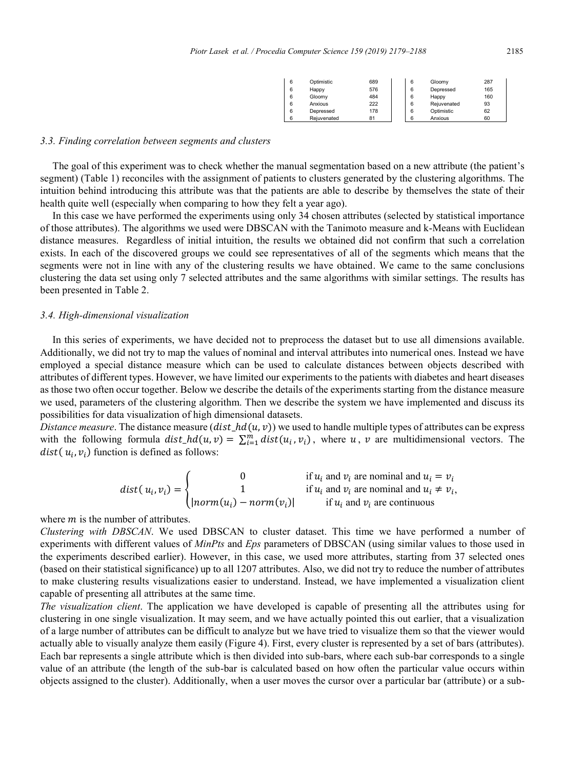| 6 | Optimistic | 689 | | 6 | Gloomy | 287 |
|---|---|---|---|---|---|---|
| 6 | Happy | 576 | | 6 | Depressed | 165 |
| 6 | Gloomy | 484 | | 6 | Happy | 160 |
| 6 | Anxious | 222 | | 6 | Rejuvenated | 93 |
| 6 | Depressed | 178 | | 6 | Optimistic | 62 |
| 6 | Rejuvenated | 81 | | 6 | Anxious | 60 |

### *3.3. Finding correlation between segments and clusters*

The goal of this experiment was to check whether the manual segmentation based on a new attribute (the patient's segment) (Table 1) reconciles with the assignment of patients to clusters generated by the clustering algorithms. The intuition behind introducing this attribute was that the patients are able to describe by themselves the state of their health quite well (especially when comparing to how they felt a year ago).

In this case we have performed the experiments using only 34 chosen attributes (selected by statistical importance of those attributes). The algorithms we used were DBSCAN with the Tanimoto measure and k-Means with Euclidean distance measures. Regardless of initial intuition, the results we obtained did not confirm that such a correlation exists. In each of the discovered groups we could see representatives of all of the segments which means that the segments were not in line with any of the clustering results we have obtained. We came to the same conclusions clustering the data set using only 7 selected attributes and the same algorithms with similar settings. The results has been presented in Table 2.

### *3.4. High-dimensional visualization*

In this series of experiments, we have decided not to preprocess the dataset but to use all dimensions available. Additionally, we did not try to map the values of nominal and interval attributes into numerical ones. Instead we have employed a special distance measure which can be used to calculate distances between objects described with attributes of different types. However, we have limited our experiments to the patients with diabetes and heart diseases as those two often occur together. Below we describe the details of the experiments starting from the distance measure we used, parameters of the clustering algorithm. Then we describe the system we have implemented and discuss its possibilities for data visualization of high dimensional datasets.

*Distance measure*. The distance measure ($dist\_hd(u, v)$) we used to handle multiple types of attributes can be express with the following formula $dist\_hd(u, v) = \sum_{i=1}^{m} dist(u_i, v_i)$, where $u$, $v$ are multidimensional vectors. The $dist(u_i, v_i)$ function is defined as follows:

$$dist(u_i, v_i) = \begin{cases} 0 & \text{if } u_i \text{ and } v_i \text{ are nominal and } u_i = v_i \\ 1 & \text{if } u_i \text{ and } v_i \text{ are nominal and } u_i \neq v_i, \\ |norm(u_i) - norm(v_i)| & \text{if } u_i \text{ and } v_i \text{ are continuous} \end{cases}$$

where $m$ is the number of attributes.

*Clustering with DBSCAN*. We used DBSCAN to cluster dataset. This time we have performed a number of experiments with different values of *MinPts* and *Eps* parameters of DBSCAN (using similar values to those used in the experiments described earlier). However, in this case, we used more attributes, starting from 37 selected ones (based on their statistical significance) up to all 1207 attributes. Also, we did not try to reduce the number of attributes to make clustering results visualizations easier to understand. Instead, we have implemented a visualization client capable of presenting all attributes at the same time.

*The visualization client*. The application we have developed is capable of presenting all the attributes using for clustering in one single visualization. It may seem, and we have actually pointed this out earlier, that a visualization of a large number of attributes can be difficult to analyze but we have tried to visualize them so that the viewer would actually able to visually analyze them easily (Figure 4). First, every cluster is represented by a set of bars (attributes). Each bar represents a single attribute which is then divided into sub-bars, where each sub-bar corresponds to a single value of an attribute (the length of the sub-bar is calculated based on how often the particular value occurs within objects assigned to the cluster). Additionally, when a user moves the cursor over a particular bar (attribute) or a sub-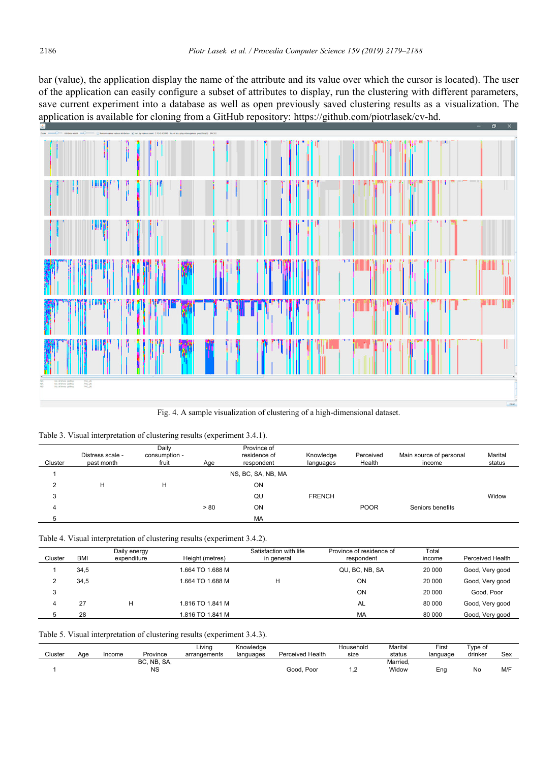bar (value), the application display the name of the attribute and its value over which the cursor is located). The user of the application can easily configure a subset of attributes to display, run the clustering with different parameters, save current experiment into a database as well as open previously saved clustering results as a visualization. The application is available for cloning from a GitHub repository: https://github.com/piotrlasek/cv-hd.

Fig. 4. A sample visualization of clustering of a high-dimensional dataset.

Table 3. Visual interpretation of clustering results (experiment 3.4.1).

| Cluster | Distress scale - past month | Daily consumption - fruit | Age | Province of residence of respondent | Knowledge languages | Perceived Health | Main source of personal income | Marital status |
|---|---|---|---|---|---|---|---|---|
| 1 | | | | NS, BC, SA, NB, MA | | | | |
| 2 | H | H | | ON | | | | |
| 3 | | | | QU | FRENCH | | | Widow |
| 4 | | | > 80 | ON | | POOR | Seniors benefits | |
| 5 | | | | MA | | | | |

Table 4. Visual interpretation of clustering results (experiment 3.4.2).

| Cluster | BMI | Daily energy expenditure | Height (metres) | Satisfaction with life in general | Province of residence of respondent | Total income | Perceived Health |
|---|---|---|---|---|---|---|---|
| 1 | 34,5 | | 1.664 TO 1.688 M | | QU, BC, NB, SA | 20 000 | Good, Very good |
| 2 | 34,5 | | 1.664 TO 1.688 M | H | ON | 20 000 | Good, Very good |
| 3 | | | | | ON | 20 000 | Good, Poor |
| 4 | 27 | H | 1.816 TO 1.841 M | | AL | 80 000 | Good, Very good |
| 5 | 28 | | 1.816 TO 1.841 M | | MA | 80 000 | Good, Very good |

Table 5. Visual interpretation of clustering results (experiment 3.4.3).

| Cluster | Age | Income | Province | Living arrangements | Knowledge languages | Perceived Health | Household size | Marital status | First language | Type of drinker | Sex |
|---|---|---|---|---|---|---|---|---|---|---|---|
| 1 | | | BC, NB, SA, NS | | | Good, Poor | 1,2 | Married, Widow | Eng | No | M/F |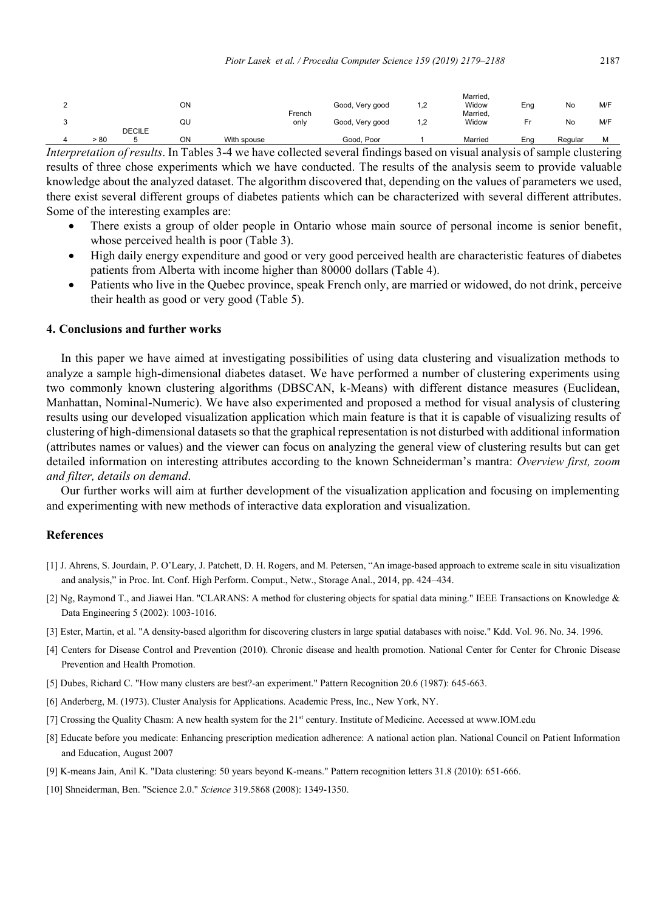| | | | | | | | | | | | |
|---|---|---|---|---|---|---|---|---|---|---|---|
| 2 | | | ON | | | Good, Very good | 1,2 | Married, Widow | Eng | No | M/F |
| 3 | | | QU | | French only | Good, Very good | 1,2 | Married, Widow | Fr | No | M/F |
| 4 | > 80 | DECILE 5 | ON | With spouse | | Good, Poor | 1 | Married | Eng | Regular | M |

*Interpretation of results*. In Tables 3-4 we have collected several findings based on visual analysis of sample clustering results of three chose experiments which we have conducted. The results of the analysis seem to provide valuable knowledge about the analyzed dataset. The algorithm discovered that, depending on the values of parameters we used, there exist several different groups of diabetes patients which can be characterized with several different attributes. Some of the interesting examples are:

- There exists a group of older people in Ontario whose main source of personal income is senior benefit, whose perceived health is poor (Table 3).
- High daily energy expenditure and good or very good perceived health are characteristic features of diabetes patients from Alberta with income higher than 80000 dollars (Table 4).
- Patients who live in the Quebec province, speak French only, are married or widowed, do not drink, perceive their health as good or very good (Table 5).

## 4. Conclusions and further works

In this paper we have aimed at investigating possibilities of using data clustering and visualization methods to analyze a sample high-dimensional diabetes dataset. We have performed a number of clustering experiments using two commonly known clustering algorithms (DBSCAN, k-Means) with different distance measures (Euclidean, Manhattan, Nominal-Numeric). We have also experimented and proposed a method for visual analysis of clustering results using our developed visualization application which main feature is that it is capable of visualizing results of clustering of high-dimensional datasets so that the graphical representation is not disturbed with additional information (attributes names or values) and the viewer can focus on analyzing the general view of clustering results but can get detailed information on interesting attributes according to the known Schneiderman's mantra: *Overview first, zoom and filter, details on demand*.

Our further works will aim at further development of the visualization application and focusing on implementing and experimenting with new methods of interactive data exploration and visualization.

## References

[1] J. Ahrens, S. Jourdain, P. O'Leary, J. Patchett, D. H. Rogers, and M. Petersen, "An image-based approach to extreme scale in situ visualization and analysis," in Proc. Int. Conf. High Perform. Comput., Netw., Storage Anal., 2014, pp. 424–434.

[2] Ng, Raymond T., and Jiawei Han. "CLARANS: A method for clustering objects for spatial data mining." IEEE Transactions on Knowledge & Data Engineering 5 (2002): 1003-1016.

[3] Ester, Martin, et al. "A density-based algorithm for discovering clusters in large spatial databases with noise." Kdd. Vol. 96. No. 34. 1996.

[4] Centers for Disease Control and Prevention (2010). Chronic disease and health promotion. National Center for Center for Chronic Disease Prevention and Health Promotion.

[5] Dubes, Richard C. "How many clusters are best?-an experiment." Pattern Recognition 20.6 (1987): 645-663.

[6] Anderberg, M. (1973). Cluster Analysis for Applications. Academic Press, Inc., New York, NY.

[7] Crossing the Quality Chasm: A new health system for the 21st century. Institute of Medicine. Accessed at www.IOM.edu

[8] Educate before you medicate: Enhancing prescription medication adherence: A national action plan. National Council on Patient Information and Education, August 2007

[9] K-means Jain, Anil K. "Data clustering: 50 years beyond K-means." Pattern recognition letters 31.8 (2010): 651-666.

[10] Shneiderman, Ben. "Science 2.0." *Science* 319.5868 (2008): 1349-1350.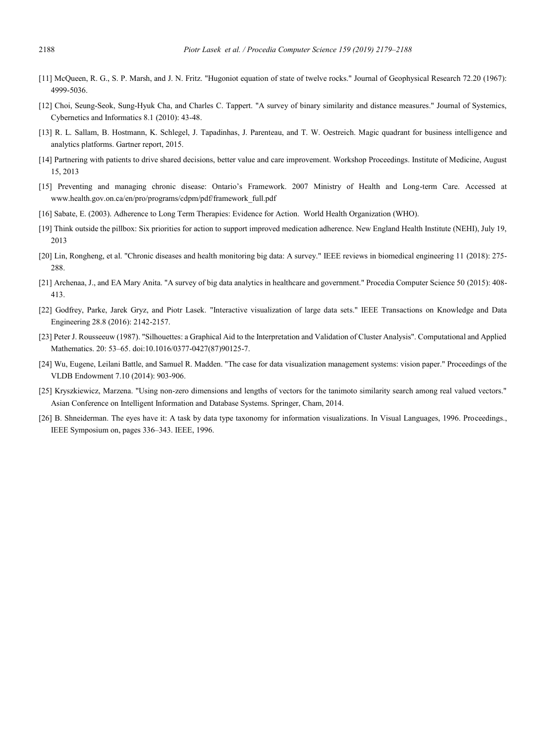[11] McQueen, R. G., S. P. Marsh, and J. N. Fritz. "Hugoniot equation of state of twelve rocks." Journal of Geophysical Research 72.20 (1967): 4999-5036.

[12] Choi, Seung-Seok, Sung-Hyuk Cha, and Charles C. Tappert. "A survey of binary similarity and distance measures." Journal of Systemics, Cybernetics and Informatics 8.1 (2010): 43-48.

[13] R. L. Sallam, B. Hostmann, K. Schlegel, J. Tapadinhas, J. Parenteau, and T. W. Oestreich. Magic quadrant for business intelligence and analytics platforms. Gartner report, 2015.

[14] Partnering with patients to drive shared decisions, better value and care improvement. Workshop Proceedings. Institute of Medicine, August 15, 2013

[15] Preventing and managing chronic disease: Ontario's Framework. 2007 Ministry of Health and Long-term Care. Accessed at www.health.gov.on.ca/en/pro/programs/cdpm/pdf/framework_full.pdf

[16] Sabate, E. (2003). Adherence to Long Term Therapies: Evidence for Action. World Health Organization (WHO).

[19] Think outside the pillbox: Six priorities for action to support improved medication adherence. New England Health Institute (NEHI), July 19, 2013

[20] Lin, Rongheng, et al. "Chronic diseases and health monitoring big data: A survey." IEEE reviews in biomedical engineering 11 (2018): 275-288.

[21] Archenaa, J., and EA Mary Anita. "A survey of big data analytics in healthcare and government." Procedia Computer Science 50 (2015): 408-413.

[22] Godfrey, Parke, Jarek Gryz, and Piotr Lasek. "Interactive visualization of large data sets." IEEE Transactions on Knowledge and Data Engineering 28.8 (2016): 2142-2157.

[23] Peter J. Rousseeuw (1987). "Silhouettes: a Graphical Aid to the Interpretation and Validation of Cluster Analysis". Computational and Applied Mathematics. 20: 53–65. doi:10.1016/0377-0427(87)90125-7.

[24] Wu, Eugene, Leilani Battle, and Samuel R. Madden. "The case for data visualization management systems: vision paper." Proceedings of the VLDB Endowment 7.10 (2014): 903-906.

[25] Kryszkiewicz, Marzena. "Using non-zero dimensions and lengths of vectors for the tanimoto similarity search among real valued vectors." Asian Conference on Intelligent Information and Database Systems. Springer, Cham, 2014.

[26] B. Shneiderman. The eyes have it: A task by data type taxonomy for information visualizations. In Visual Languages, 1996. Proceedings., IEEE Symposium on, pages 336–343. IEEE, 1996.